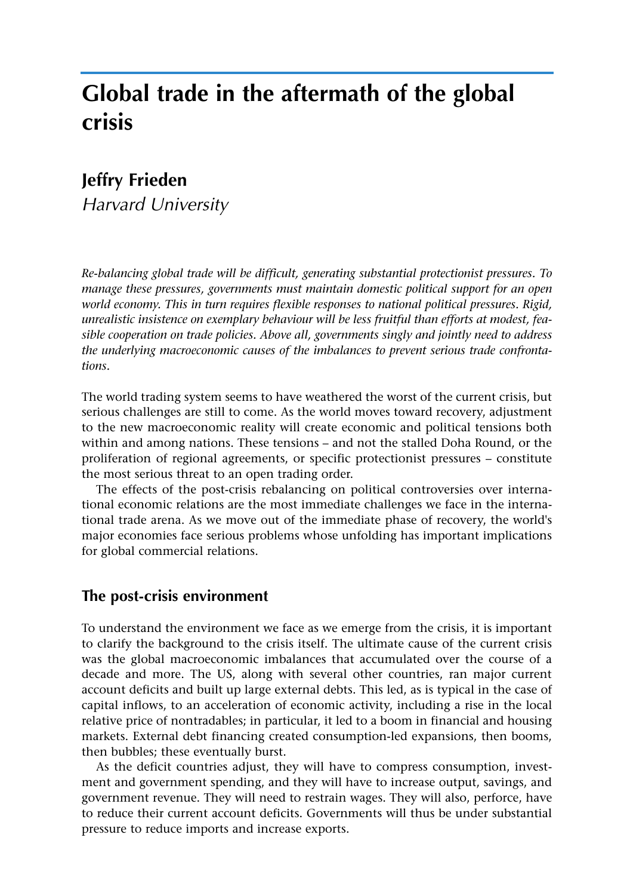# Global trade in the aftermath of the global crisis

## Jeffry Frieden

*Harvard University*

*Re-balancing global trade will be difficult, generating substantial protectionist pressures. To manage these pressures, governments must maintain domestic political support for an open world economy. This in turn requires flexible responses to national political pressures. Rigid, unrealistic insistence on exemplary behaviour will be less fruitful than efforts at modest, feasible cooperation on trade policies. Above all, governments singly and jointly need to address the underlying macroeconomic causes of the imbalances to prevent serious trade confrontations.*

The world trading system seems to have weathered the worst of the current crisis, but serious challenges are still to come. As the world moves toward recovery, adjustment to the new macroeconomic reality will create economic and political tensions both within and among nations. These tensions – and not the stalled Doha Round, or the proliferation of regional agreements, or specific protectionist pressures – constitute the most serious threat to an open trading order.

The effects of the post-crisis rebalancing on political controversies over international economic relations are the most immediate challenges we face in the international trade arena. As we move out of the immediate phase of recovery, the world's major economies face serious problems whose unfolding has important implications for global commercial relations.

### The post-crisis environment

To understand the environment we face as we emerge from the crisis, it is important to clarify the background to the crisis itself. The ultimate cause of the current crisis was the global macroeconomic imbalances that accumulated over the course of a decade and more. The US, along with several other countries, ran major current account deficits and built up large external debts. This led, as is typical in the case of capital inflows, to an acceleration of economic activity, including a rise in the local relative price of nontradables; in particular, it led to a boom in financial and housing markets. External debt financing created consumption-led expansions, then booms, then bubbles; these eventually burst.

As the deficit countries adjust, they will have to compress consumption, investment and government spending, and they will have to increase output, savings, and government revenue. They will need to restrain wages. They will also, perforce, have to reduce their current account deficits. Governments will thus be under substantial pressure to reduce imports and increase exports.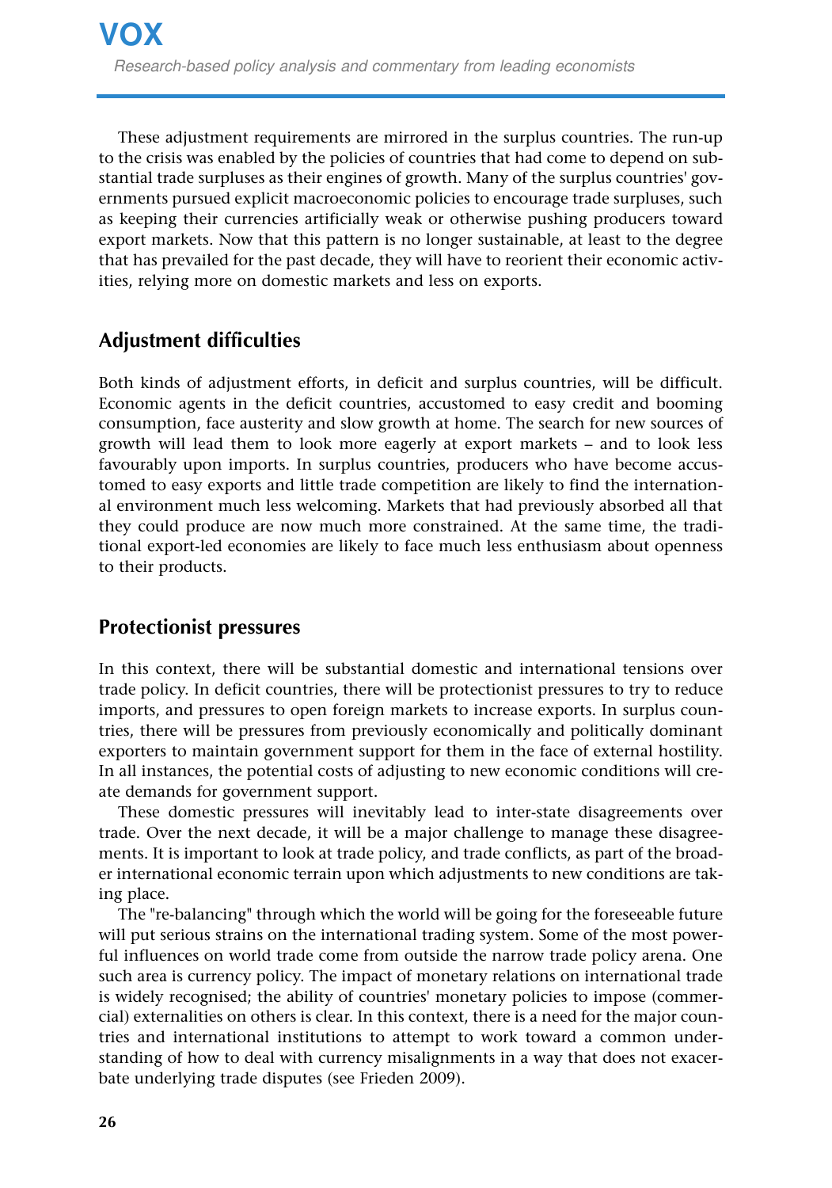These adjustment requirements are mirrored in the surplus countries. The run-up to the crisis was enabled by the policies of countries that had come to depend on substantial trade surpluses as their engines of growth. Many of the surplus countries' governments pursued explicit macroeconomic policies to encourage trade surpluses, such as keeping their currencies artificially weak or otherwise pushing producers toward export markets. Now that this pattern is no longer sustainable, at least to the degree that has prevailed for the past decade, they will have to reorient their economic activities, relying more on domestic markets and less on exports.

## Adjustment difficulties

Both kinds of adjustment efforts, in deficit and surplus countries, will be difficult. Economic agents in the deficit countries, accustomed to easy credit and booming consumption, face austerity and slow growth at home. The search for new sources of growth will lead them to look more eagerly at export markets – and to look less favourably upon imports. In surplus countries, producers who have become accustomed to easy exports and little trade competition are likely to find the international environment much less welcoming. Markets that had previously absorbed all that they could produce are now much more constrained. At the same time, the traditional export-led economies are likely to face much less enthusiasm about openness to their products.

## Protectionist pressures

In this context, there will be substantial domestic and international tensions over trade policy. In deficit countries, there will be protectionist pressures to try to reduce imports, and pressures to open foreign markets to increase exports. In surplus countries, there will be pressures from previously economically and politically dominant exporters to maintain government support for them in the face of external hostility. In all instances, the potential costs of adjusting to new economic conditions will create demands for government support.

These domestic pressures will inevitably lead to inter-state disagreements over trade. Over the next decade, it will be a major challenge to manage these disagreements. It is important to look at trade policy, and trade conflicts, as part of the broader international economic terrain upon which adjustments to new conditions are taking place.

The "re-balancing" through which the world will be going for the foreseeable future will put serious strains on the international trading system. Some of the most powerful influences on world trade come from outside the narrow trade policy arena. One such area is currency policy. The impact of monetary relations on international trade is widely recognised; the ability of countries' monetary policies to impose (commercial) externalities on others is clear. In this context, there is a need for the major countries and international institutions to attempt to work toward a common understanding of how to deal with currency misalignments in a way that does not exacerbate underlying trade disputes (see Frieden 2009).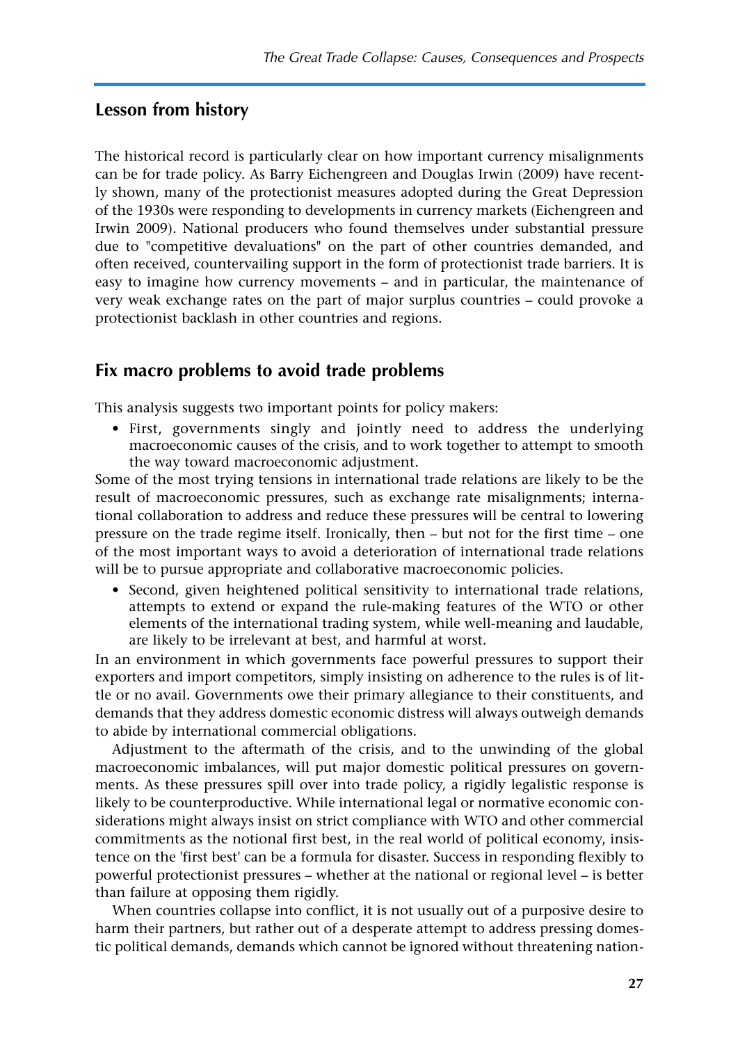## Lesson from history

The historical record is particularly clear on how important currency misalignments can be for trade policy. As Barry Eichengreen and Douglas Irwin (2009) have recently shown, many of the protectionist measures adopted during the Great Depression of the 1930s were responding to developments in currency markets (Eichengreen and Irwin 2009). National producers who found themselves under substantial pressure due to "competitive devaluations" on the part of other countries demanded, and often received, countervailing support in the form of protectionist trade barriers. It is easy to imagine how currency movements – and in particular, the maintenance of very weak exchange rates on the part of major surplus countries – could provoke a protectionist backlash in other countries and regions.

## Fix macro problems to avoid trade problems

This analysis suggests two important points for policy makers:

- First, governments singly and jointly need to address the underlying macroeconomic causes of the crisis, and to work together to attempt to smooth the way toward macroeconomic adjustment.

Some of the most trying tensions in international trade relations are likely to be the result of macroeconomic pressures, such as exchange rate misalignments; international collaboration to address and reduce these pressures will be central to lowering pressure on the trade regime itself. Ironically, then – but not for the first time – one of the most important ways to avoid a deterioration of international trade relations will be to pursue appropriate and collaborative macroeconomic policies.

- Second, given heightened political sensitivity to international trade relations, attempts to extend or expand the rule-making features of the WTO or other elements of the international trading system, while well-meaning and laudable, are likely to be irrelevant at best, and harmful at worst.

In an environment in which governments face powerful pressures to support their exporters and import competitors, simply insisting on adherence to the rules is of little or no avail. Governments owe their primary allegiance to their constituents, and demands that they address domestic economic distress will always outweigh demands to abide by international commercial obligations.

Adjustment to the aftermath of the crisis, and to the unwinding of the global macroeconomic imbalances, will put major domestic political pressures on governments. As these pressures spill over into trade policy, a rigidly legalistic response is likely to be counterproductive. While international legal or normative economic considerations might always insist on strict compliance with WTO and other commercial commitments as the notional first best, in the real world of political economy, insistence on the 'first best' can be a formula for disaster. Success in responding flexibly to powerful protectionist pressures – whether at the national or regional level – is better than failure at opposing them rigidly.

When countries collapse into conflict, it is not usually out of a purposive desire to harm their partners, but rather out of a desperate attempt to address pressing domestic political demands, demands which cannot be ignored without threatening nation-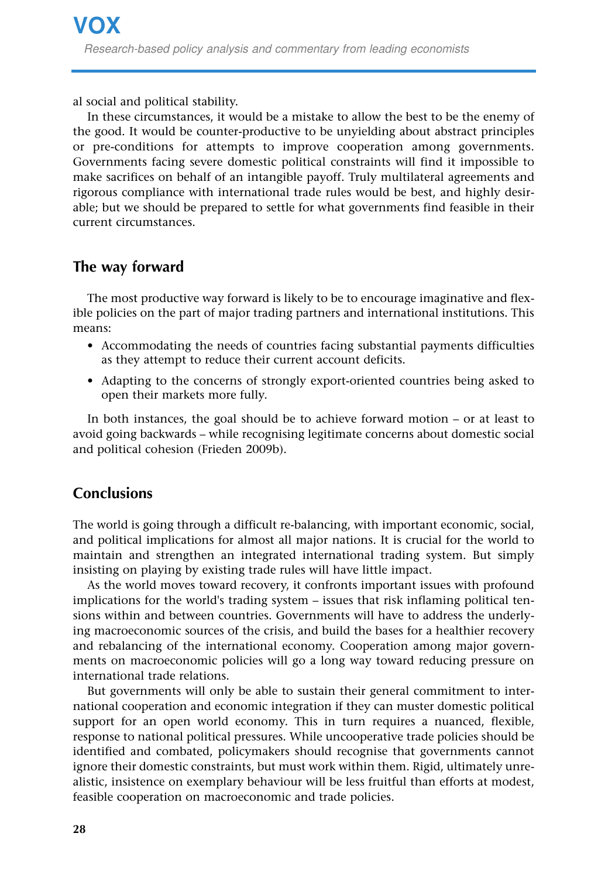al social and political stability.

In these circumstances, it would be a mistake to allow the best to be the enemy of the good. It would be counter-productive to be unyielding about abstract principles or pre-conditions for attempts to improve cooperation among governments. Governments facing severe domestic political constraints will find it impossible to make sacrifices on behalf of an intangible payoff. Truly multilateral agreements and rigorous compliance with international trade rules would be best, and highly desirable; but we should be prepared to settle for what governments find feasible in their current circumstances.

## The way forward

The most productive way forward is likely to be to encourage imaginative and flexible policies on the part of major trading partners and international institutions. This means:

- Accommodating the needs of countries facing substantial payments difficulties as they attempt to reduce their current account deficits.
- Adapting to the concerns of strongly export-oriented countries being asked to open their markets more fully.

In both instances, the goal should be to achieve forward motion – or at least to avoid going backwards – while recognising legitimate concerns about domestic social and political cohesion (Frieden 2009b).

## Conclusions

The world is going through a difficult re-balancing, with important economic, social, and political implications for almost all major nations. It is crucial for the world to maintain and strengthen an integrated international trading system. But simply insisting on playing by existing trade rules will have little impact.

As the world moves toward recovery, it confronts important issues with profound implications for the world's trading system – issues that risk inflaming political tensions within and between countries. Governments will have to address the underlying macroeconomic sources of the crisis, and build the bases for a healthier recovery and rebalancing of the international economy. Cooperation among major governments on macroeconomic policies will go a long way toward reducing pressure on international trade relations.

But governments will only be able to sustain their general commitment to international cooperation and economic integration if they can muster domestic political support for an open world economy. This in turn requires a nuanced, flexible, response to national political pressures. While uncooperative trade policies should be identified and combated, policymakers should recognise that governments cannot ignore their domestic constraints, but must work within them. Rigid, ultimately unrealistic, insistence on exemplary behaviour will be less fruitful than efforts at modest, feasible cooperation on macroeconomic and trade policies.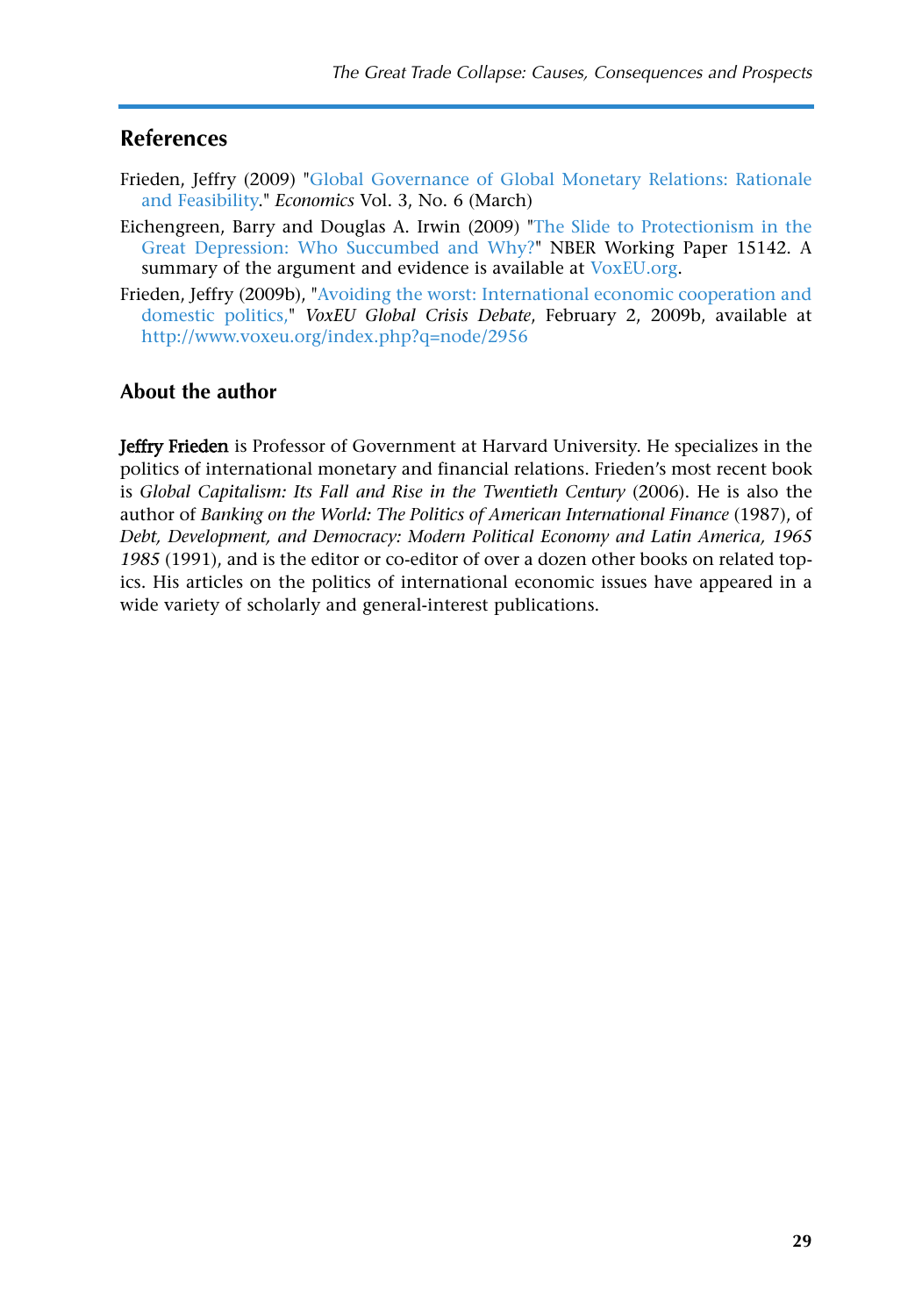## References

Frieden, Jeffry (2009) "Global Governance of Global Monetary Relations: Rationale and Feasibility." *Economics* Vol. 3, No. 6 (March)

Eichengreen, Barry and Douglas A. Irwin (2009) "The Slide to Protectionism in the Great Depression: Who Succumbed and Why?" NBER Working Paper 15142. A summary of the argument and evidence is available at VoxEU.org.

Frieden, Jeffry (2009b), "Avoiding the worst: International economic cooperation and domestic politics," *VoxEU Global Crisis Debate*, February 2, 2009b, available at http://www.voxeu.org/index.php?q=node/2956

## About the author

**Jeffry Frieden** is Professor of Government at Harvard University. He specializes in the politics of international monetary and financial relations. Frieden's most recent book is *Global Capitalism: Its Fall and Rise in the Twentieth Century* (2006). He is also the author of *Banking on the World: The Politics of American International Finance* (1987), of *Debt, Development, and Democracy: Modern Political Economy and Latin America, 1965 1985* (1991), and is the editor or co-editor of over a dozen other books on related topics. His articles on the politics of international economic issues have appeared in a wide variety of scholarly and general-interest publications.